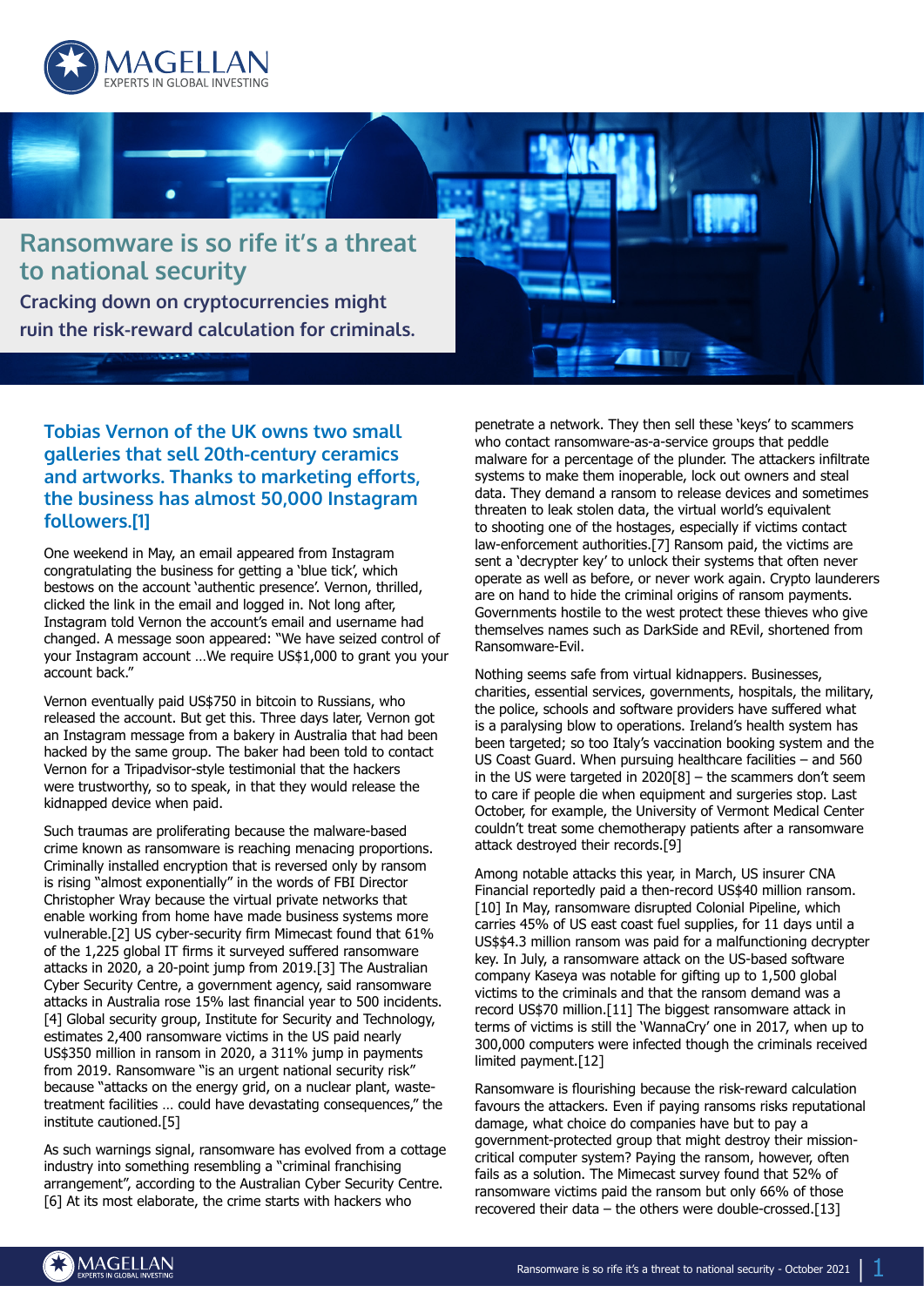# Ransomware is so rife it's a threat to national security

**Cracking down on cryptocurrencies might ruin the risk-reward calculation for criminals.**

## Tobias Vernon of the UK owns two small galleries that sell 20th-century ceramics and artworks. Thanks to marketing efforts, the business has almost 50,000 Instagram followers.[1]

One weekend in May, an email appeared from Instagram congratulating the business for getting a 'blue tick', which bestows on the account 'authentic presence'. Vernon, thrilled, clicked the link in the email and logged in. Not long after, Instagram told Vernon the account's email and username had changed. A message soon appeared: "We have seized control of your Instagram account …We require US$1,000 to grant you your account back."

Vernon eventually paid US$750 in bitcoin to Russians, who released the account. But get this. Three days later, Vernon got an Instagram message from a bakery in Australia that had been hacked by the same group. The baker had been told to contact Vernon for a Tripadvisor-style testimonial that the hackers were trustworthy, so to speak, in that they would release the kidnapped device when paid.

Such traumas are proliferating because the malware-based crime known as ransomware is reaching menacing proportions. Criminally installed encryption that is reversed only by ransom is rising "almost exponentially" in the words of FBI Director Christopher Wray because the virtual private networks that enable working from home have made business systems more vulnerable.[2] US cyber-security firm Mimecast found that 61% of the 1,225 global IT firms it surveyed suffered ransomware attacks in 2020, a 20-point jump from 2019.[3] The Australian Cyber Security Centre, a government agency, said ransomware attacks in Australia rose 15% last financial year to 500 incidents.[4] Global security group, Institute for Security and Technology, estimates 2,400 ransomware victims in the US paid nearly US$350 million in ransom in 2020, a 311% jump in payments from 2019. Ransomware "is an urgent national security risk" because "attacks on the energy grid, on a nuclear plant, waste-treatment facilities … could have devastating consequences," the institute cautioned.[5]

As such warnings signal, ransomware has evolved from a cottage industry into something resembling a "criminal franchising arrangement", according to the Australian Cyber Security Centre.[6] At its most elaborate, the crime starts with hackers who penetrate a network. They then sell these 'keys' to scammers who contact ransomware-as-a-service groups that peddle malware for a percentage of the plunder. The attackers infiltrate systems to make them inoperable, lock out owners and steal data. They demand a ransom to release devices and sometimes threaten to leak stolen data, the virtual world's equivalent to shooting one of the hostages, especially if victims contact law-enforcement authorities.[7] Ransom paid, the victims are sent a 'decrypter key' to unlock their systems that often never operate as well as before, or never work again. Crypto launderers are on hand to hide the criminal origins of ransom payments. Governments hostile to the west protect these thieves who give themselves names such as DarkSide and REvil, shortened from Ransomware-Evil.

Nothing seems safe from virtual kidnappers. Businesses, charities, essential services, governments, hospitals, the military, the police, schools and software providers have suffered what is a paralysing blow to operations. Ireland's health system has been targeted; so too Italy's vaccination booking system and the US Coast Guard. When pursuing healthcare facilities – and 560 in the US were targeted in 2020[8] – the scammers don't seem to care if people die when equipment and surgeries stop. Last October, for example, the University of Vermont Medical Center couldn't treat some chemotherapy patients after a ransomware attack destroyed their records.[9]

Among notable attacks this year, in March, US insurer CNA Financial reportedly paid a then-record US$40 million ransom.[10] In May, ransomware disrupted Colonial Pipeline, which carries 45% of US east coast fuel supplies, for 11 days until a US$$4.3 million ransom was paid for a malfunctioning decrypter key. In July, a ransomware attack on the US-based software company Kaseya was notable for gifting up to 1,500 global victims to the criminals and that the ransom demand was a record US$70 million.[11] The biggest ransomware attack in terms of victims is still the 'WannaCry' one in 2017, when up to 300,000 computers were infected though the criminals received limited payment.[12]

Ransomware is flourishing because the risk-reward calculation favours the attackers. Even if paying ransoms risks reputational damage, what choice do companies have but to pay a government-protected group that might destroy their mission-critical computer system? Paying the ransom, however, often fails as a solution. The Mimecast survey found that 52% of ransomware victims paid the ransom but only 66% of those recovered their data – the others were double-crossed.[13]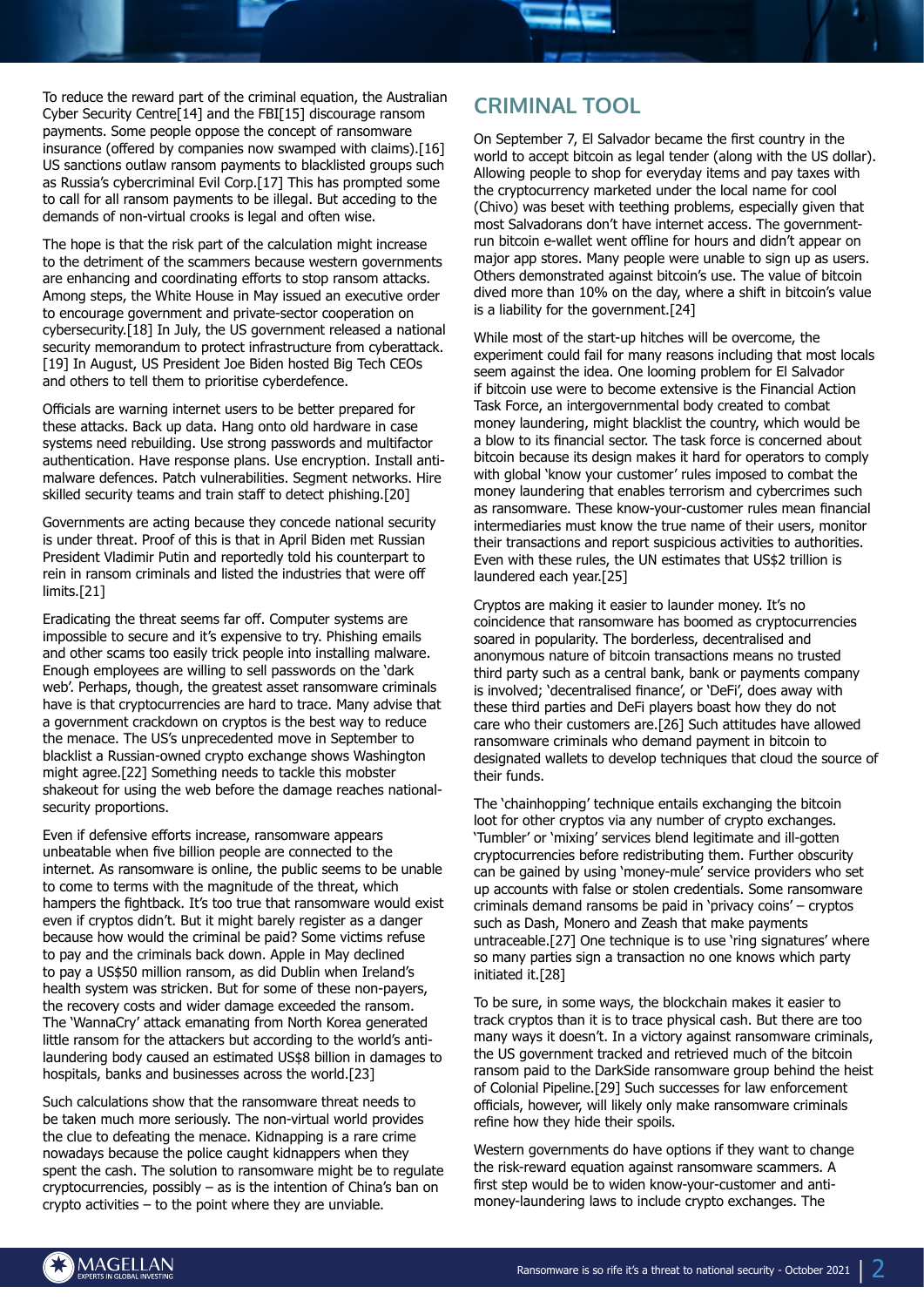To reduce the reward part of the criminal equation, the Australian Cyber Security Centre[14] and the FBI[15] discourage ransom payments. Some people oppose the concept of ransomware insurance (offered by companies now swamped with claims).[16] US sanctions outlaw ransom payments to blacklisted groups such as Russia's cybercriminal Evil Corp.[17] This has prompted some to call for all ransom payments to be illegal. But acceding to the demands of non-virtual crooks is legal and often wise.

The hope is that the risk part of the calculation might increase to the detriment of the scammers because western governments are enhancing and coordinating efforts to stop ransom attacks. Among steps, the White House in May issued an executive order to encourage government and private-sector cooperation on cybersecurity.[18] In July, the US government released a national security memorandum to protect infrastructure from cyberattack.[19] In August, US President Joe Biden hosted Big Tech CEOs and others to tell them to prioritise cyberdefence.

Officials are warning internet users to be better prepared for these attacks. Back up data. Hang onto old hardware in case systems need rebuilding. Use strong passwords and multifactor authentication. Have response plans. Use encryption. Install anti-malware defences. Patch vulnerabilities. Segment networks. Hire skilled security teams and train staff to detect phishing.[20]

Governments are acting because they concede national security is under threat. Proof of this is that in April Biden met Russian President Vladimir Putin and reportedly told his counterpart to rein in ransom criminals and listed the industries that were off limits.[21]

Eradicating the threat seems far off. Computer systems are impossible to secure and it's expensive to try. Phishing emails and other scams too easily trick people into installing malware. Enough employees are willing to sell passwords on the 'dark web'. Perhaps, though, the greatest asset ransomware criminals have is that cryptocurrencies are hard to trace. Many advise that a government crackdown on cryptos is the best way to reduce the menace. The US's unprecedented move in September to blacklist a Russian-owned crypto exchange shows Washington might agree.[22] Something needs to tackle this mobster shakeout for using the web before the damage reaches national-security proportions.

Even if defensive efforts increase, ransomware appears unbeatable when five billion people are connected to the internet. As ransomware is online, the public seems to be unable to come to terms with the magnitude of the threat, which hampers the fightback. It's too true that ransomware would exist even if cryptos didn't. But it might barely register as a danger because how would the criminal be paid? Some victims refuse to pay and the criminals back down. Apple in May declined to pay a US$50 million ransom, as did Dublin when Ireland's health system was stricken. But for some of these non-payers, the recovery costs and wider damage exceeded the ransom. The 'WannaCry' attack emanating from North Korea generated little ransom for the attackers but according to the world's anti-laundering body caused an estimated US$8 billion in damages to hospitals, banks and businesses across the world.[23]

Such calculations show that the ransomware threat needs to be taken much more seriously. The non-virtual world provides the clue to defeating the menace. Kidnapping is a rare crime nowadays because the police caught kidnappers when they spent the cash. The solution to ransomware might be to regulate cryptocurrencies, possibly – as is the intention of China's ban on crypto activities – to the point where they are unviable.

## CRIMINAL TOOL

On September 7, El Salvador became the first country in the world to accept bitcoin as legal tender (along with the US dollar). Allowing people to shop for everyday items and pay taxes with the cryptocurrency marketed under the local name for cool (Chivo) was beset with teething problems, especially given that most Salvadorans don't have internet access. The government-run bitcoin e-wallet went offline for hours and didn't appear on major app stores. Many people were unable to sign up as users. Others demonstrated against bitcoin's use. The value of bitcoin dived more than 10% on the day, where a shift in bitcoin's value is a liability for the government.[24]

While most of the start-up hitches will be overcome, the experiment could fail for many reasons including that most locals seem against the idea. One looming problem for El Salvador if bitcoin use were to become extensive is the Financial Action Task Force, an intergovernmental body created to combat money laundering, might blacklist the country, which would be a blow to its financial sector. The task force is concerned about bitcoin because its design makes it hard for operators to comply with global 'know your customer' rules imposed to combat the money laundering that enables terrorism and cybercrimes such as ransomware. These know-your-customer rules mean financial intermediaries must know the true name of their users, monitor their transactions and report suspicious activities to authorities. Even with these rules, the UN estimates that US$2 trillion is laundered each year.[25]

Cryptos are making it easier to launder money. It's no coincidence that ransomware has boomed as cryptocurrencies soared in popularity. The borderless, decentralised and anonymous nature of bitcoin transactions means no trusted third party such as a central bank, bank or payments company is involved; 'decentralised finance', or 'DeFi', does away with these third parties and DeFi players boast how they do not care who their customers are.[26] Such attitudes have allowed ransomware criminals who demand payment in bitcoin to designated wallets to develop techniques that cloud the source of their funds.

The 'chainhopping' technique entails exchanging the bitcoin loot for other cryptos via any number of crypto exchanges. 'Tumbler' or 'mixing' services blend legitimate and ill-gotten cryptocurrencies before redistributing them. Further obscurity can be gained by using 'money-mule' service providers who set up accounts with false or stolen credentials. Some ransomware criminals demand ransoms be paid in 'privacy coins' – cryptos such as Dash, Monero and Zeash that make payments untraceable.[27] One technique is to use 'ring signatures' where so many parties sign a transaction no one knows which party initiated it.[28]

To be sure, in some ways, the blockchain makes it easier to track cryptos than it is to trace physical cash. But there are too many ways it doesn't. In a victory against ransomware criminals, the US government tracked and retrieved much of the bitcoin ransom paid to the DarkSide ransomware group behind the heist of Colonial Pipeline.[29] Such successes for law enforcement officials, however, will likely only make ransomware criminals refine how they hide their spoils.

Western governments do have options if they want to change the risk-reward equation against ransomware scammers. A first step would be to widen know-your-customer and anti-money-laundering laws to include crypto exchanges. The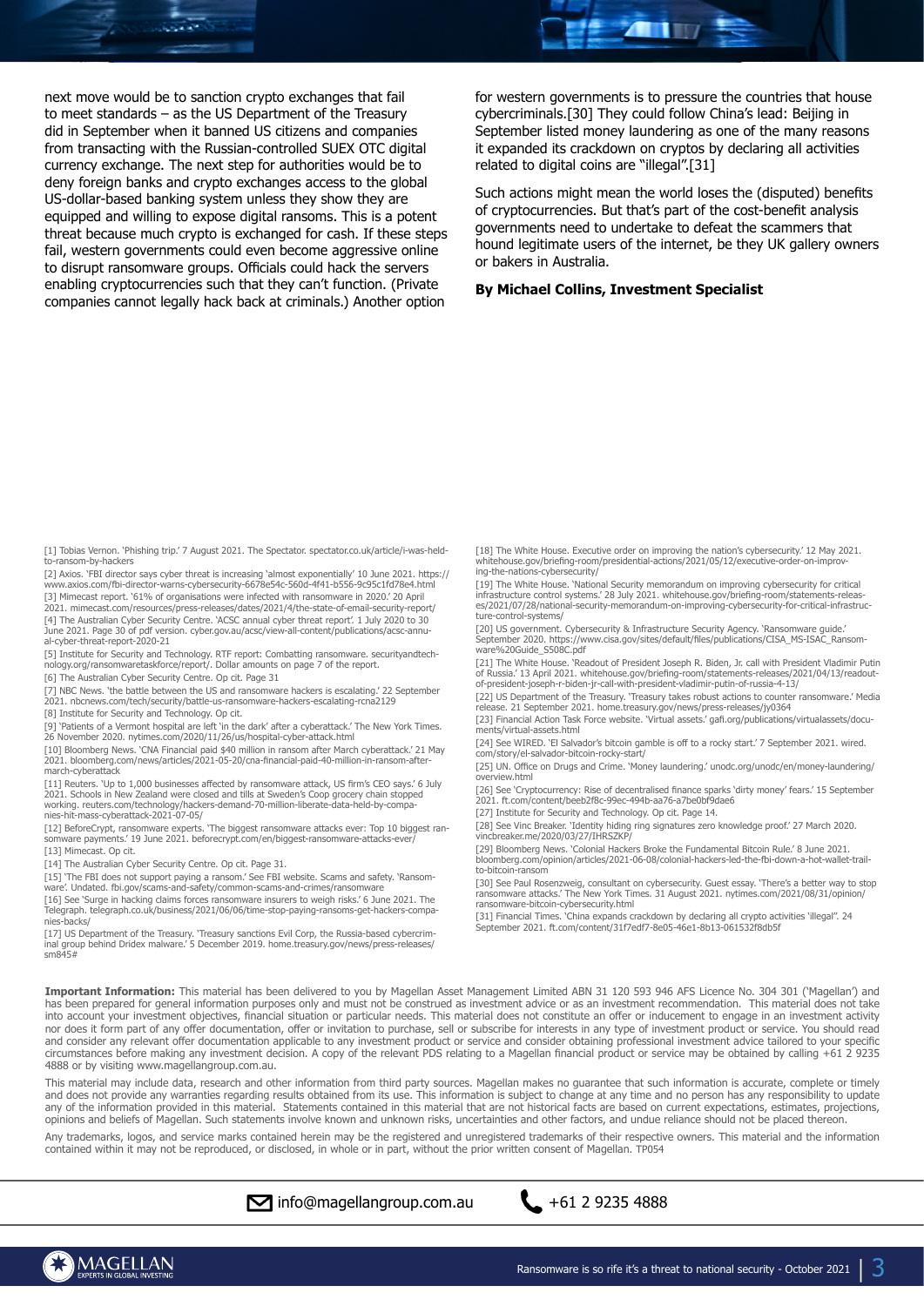next move would be to sanction crypto exchanges that fail to meet standards – as the US Department of the Treasury did in September when it banned US citizens and companies from transacting with the Russian-controlled SUEX OTC digital currency exchange. The next step for authorities would be to deny foreign banks and crypto exchanges access to the global US-dollar-based banking system unless they show they are equipped and willing to expose digital ransoms. This is a potent threat because much crypto is exchanged for cash. If these steps fail, western governments could even become aggressive online to disrupt ransomware groups. Officials could hack the servers enabling cryptocurrencies such that they can't function. (Private companies cannot legally hack back at criminals.) Another option for western governments is to pressure the countries that house cybercriminals.[30] They could follow China's lead: Beijing in September listed money laundering as one of the many reasons it expanded its crackdown on cryptos by declaring all activities related to digital coins are "illegal".[31]

Such actions might mean the world loses the (disputed) benefits of cryptocurrencies. But that's part of the cost-benefit analysis governments need to undertake to defeat the scammers that hound legitimate users of the internet, be they UK gallery owners or bakers in Australia.

**By Michael Collins, Investment Specialist**

[1] Tobias Vernon. 'Phishing trip.' 7 August 2021. The Spectator. spectator.co.uk/article/i-was-held-to-ransom-by-hackers

[2] Axios. 'FBI director says cyber threat is increasing 'almost exponentially' 10 June 2021. https://www.axios.com/fbi-director-warns-cybersecurity-6678e54c-560d-4f41-b556-9c95c1fd78e4.html

[3] Mimecast report. '61% of organisations were infected with ransomware in 2020.' 20 April 2021. mimecast.com/resources/press-releases/dates/2021/4/the-state-of-email-security-report/

[4] The Australian Cyber Security Centre. 'ACSC annual cyber threat report'. 1 July 2020 to 30 June 2021. Page 30 of pdf version. cyber.gov.au/acsc/view-all-content/publications/acsc-annual-cyber-threat-report-2020-21

[5] Institute for Security and Technology. RTF report: Combatting ransomware. securityandtechnology.org/ransomwaretaskforce/report/. Dollar amounts on page 7 of the report.

[6] The Australian Cyber Security Centre. Op cit. Page 31

[7] NBC News. 'the battle between the US and ransomware hackers is escalating.' 22 September 2021. nbcnews.com/tech/security/battle-us-ransomware-hackers-escalating-rcna2129

[8] Institute for Security and Technology. Op cit.

[9] 'Patients of a Vermont hospital are left 'in the dark' after a cyberattack.' The New York Times. 26 November 2020. nytimes.com/2020/11/26/us/hospital-cyber-attack.html

[10] Bloomberg News. 'CNA Financial paid $40 million in ransom after March cyberattack.' 21 May 2021. bloomberg.com/news/articles/2021-05-20/cna-financial-paid-40-million-in-ransom-after-march-cyberattack

[11] Reuters. 'Up to 1,000 businesses affected by ransomware attack, US firm's CEO says.' 6 July 2021. Schools in New Zealand were closed and tills at Sweden's Coop grocery chain stopped working. reuters.com/technology/hackers-demand-70-million-liberate-data-held-by-companies-hit-mass-cyberattack-2021-07-05/

[12] BeforeCrypt, ransomware experts. 'The biggest ransomware attacks ever: Top 10 biggest ransomware payments.' 19 June 2021. beforecrypt.com/en/biggest-ransomware-attacks-ever/

[13] Mimecast. Op cit.

[14] The Australian Cyber Security Centre. Op cit. Page 31.

[15] 'The FBI does not support paying a ransom.' See FBI website. Scams and safety. 'Ransomware'. Undated. fbi.gov/scams-and-safety/common-scams-and-crimes/ransomware

[16] See 'Surge in hacking claims forces ransomware insurers to weigh risks.' 6 June 2021. The Telegraph. telegraph.co.uk/business/2021/06/06/time-stop-paying-ransoms-get-hackers-companies-backs/

[17] US Department of the Treasury. 'Treasury sanctions Evil Corp, the Russia-based cybercriminal group behind Dridex malware.' 5 December 2019. home.treasury.gov/news/press-releases/sm845#

[18] The White House. Executive order on improving the nation's cybersecurity.' 12 May 2021. whitehouse.gov/briefing-room/presidential-actions/2021/05/12/executive-order-on-improving-the-nations-cybersecurity/

[19] The White House. 'National Security memorandum on improving cybersecurity for critical infrastructure control systems.' 28 July 2021. whitehouse.gov/briefing-room/statements-releases/2021/07/28/national-security-memorandum-on-improving-cybersecurity-for-critical-infrastructure-control-systems/

[20] US government. Cybersecurity & Infrastructure Security Agency. 'Ransomware guide.' September 2020. https://www.cisa.gov/sites/default/files/publications/CISA_MS-ISAC_Ransomware%20Guide_S508C.pdf

[21] The White House. 'Readout of President Joseph R. Biden, Jr. call with President Vladimir Putin of Russia.' 13 April 2021. whitehouse.gov/briefing-room/statements-releases/2021/04/13/readout-of-president-joseph-r-biden-jr-call-with-president-vladimir-putin-of-russia-4-13/

[22] US Department of the Treasury. 'Treasury takes robust actions to counter ransomware.' Media release. 21 September 2021. home.treasury.gov/news/press-releases/jy0364

[23] Financial Action Task Force website. 'Virtual assets.' gafi.org/publications/virtualassets/documents/virtual-assets.html

[24] See WIRED. 'El Salvador's bitcoin gamble is off to a rocky start.' 7 September 2021. wired.com/story/el-salvador-bitcoin-rocky-start/

[25] UN. Office on Drugs and Crime. 'Money laundering.' unodc.org/unodc/en/money-laundering/overview.html

[26] See 'Cryptocurrency: Rise of decentralised finance sparks 'dirty money' fears.' 15 September 2021. ft.com/content/beeb2f8c-99ec-494b-aa76-a7be0bf9dae6

[27] Institute for Security and Technology. Op cit. Page 14.

[28] See Vinc Breaker. 'Identity hiding ring signatures zero knowledge proof.' 27 March 2020. vincbreaker.me/2020/03/27/IHRSZKP/

[29] Bloomberg News. 'Colonial Hackers Broke the Fundamental Bitcoin Rule.' 8 June 2021. bloomberg.com/opinion/articles/2021-06-08/colonial-hackers-led-the-fbi-down-a-hot-wallet-trail-to-bitcoin-ransom

[30] See Paul Rosenzweig, consultant on cybersecurity. Guest essay. 'There's a better way to stop ransomware attacks.' The New York Times. 31 August 2021. nytimes.com/2021/08/31/opinion/ransomware-bitcoin-cybersecurity.html

[31] Financial Times. 'China expands crackdown by declaring all crypto activities 'illegal''. 24 September 2021. ft.com/content/31f7edf7-8e05-46e1-8b13-061532f8db5f

**Important Information:** This material has been delivered to you by Magellan Asset Management Limited ABN 31 120 593 946 AFS Licence No. 304 301 ('Magellan') and has been prepared for general information purposes only and must not be construed as investment advice or as an investment recommendation. This material does not take into account your investment objectives, financial situation or particular needs. This material does not constitute an offer or inducement to engage in an investment activity nor does it form part of any offer documentation, offer or invitation to purchase, sell or subscribe for interests in any type of investment product or service. You should read and consider any relevant offer documentation applicable to any investment product or service and consider obtaining professional investment advice tailored to your specific circumstances before making any investment decision. A copy of the relevant PDS relating to a Magellan financial product or service may be obtained by calling +61 2 9235 4888 or by visiting www.magellangroup.com.au.

This material may include data, research and other information from third party sources. Magellan makes no guarantee that such information is accurate, complete or timely and does not provide any warranties regarding results obtained from its use. This information is subject to change at any time and no person has any responsibility to update any of the information provided in this material. Statements contained in this material that are not historical facts are based on current expectations, estimates, projections, opinions and beliefs of Magellan. Such statements involve known and unknown risks, uncertainties and other factors, and undue reliance should not be placed thereon.

Any trademarks, logos, and service marks contained herein may be the registered and unregistered trademarks of their respective owners. This material and the information contained within it may not be reproduced, or disclosed, in whole or in part, without the prior written consent of Magellan. TP054

info@magellangroup.com.au +61 2 9235 4888